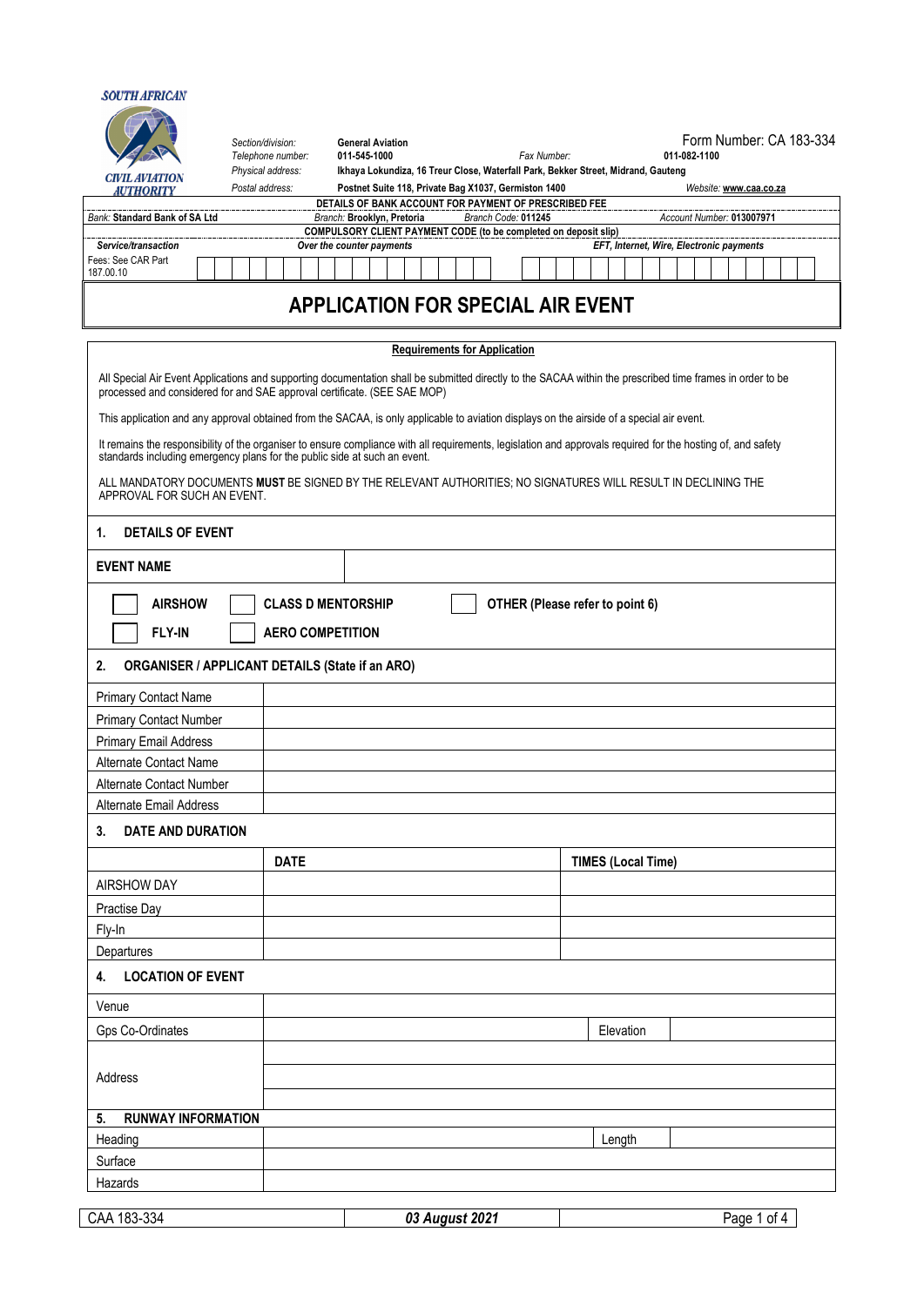SOUTH AFRICAN CIVIL AVIATION AUTHORITY

| | | | |
|---|---|---|---|
| *Section/division:* | **General Aviation** | | Form Number: CA 183-334 |
| *Telephone number:* | **011-545-1000** | *Fax Number:* | **011-082-1100** |
| *Physical address:* | **Ikhaya Lokundiza, 16 Treur Close, Waterfall Park, Bekker Street, Midrand, Gauteng** | | |
| *Postal address:* | **Postnet Suite 118, Private Bag X1037, Germiston 1400** | | *Website:* **www.caa.co.za** |

**DETAILS OF BANK ACCOUNT FOR PAYMENT OF PRESCRIBED FEE**

| *Bank:* **Standard Bank of SA Ltd** | *Branch:* **Brooklyn, Pretoria** | *Branch Code:* **011245** | *Account Number:* **013007971** |
|---|---|---|---|

**COMPULSORY CLIENT PAYMENT CODE (to be completed on deposit slip)**

| ***Service/transaction*** | ***Over the counter payments*** | ***EFT, Internet, Wire, Electronic payments*** |
|---|---|---|
| Fees: See CAR Part 187.00.10 | | |

# APPLICATION FOR SPECIAL AIR EVENT

**Requirements for Application**

All Special Air Event Applications and supporting documentation shall be submitted directly to the SACAA within the prescribed time frames in order to be processed and considered for and SAE approval certificate. (SEE SAE MOP)

This application and any approval obtained from the SACAA, is only applicable to aviation displays on the airside of a special air event.

It remains the responsibility of the organiser to ensure compliance with all requirements, legislation and approvals required for the hosting of, and safety standards including emergency plans for the public side at such an event.

ALL MANDATORY DOCUMENTS **MUST** BE SIGNED BY THE RELEVANT AUTHORITIES; NO SIGNATURES WILL RESULT IN DECLINING THE APPROVAL FOR SUCH AN EVENT.

## 1. DETAILS OF EVENT

| **EVENT NAME** | |
|---|---|

- ☐ **AIRSHOW**
- ☐ **CLASS D MENTORSHIP**
- ☐ **OTHER (Please refer to point 6)**
- ☐ **FLY-IN**
- ☐ **AERO COMPETITION**

## 2. ORGANISER / APPLICANT DETAILS (State if an ARO)

| | |
|---|---|
| Primary Contact Name | |
| Primary Contact Number | |
| Primary Email Address | |
| Alternate Contact Name | |
| Alternate Contact Number | |
| Alternate Email Address | |

## 3. DATE AND DURATION

| | **DATE** | **TIMES (Local Time)** |
|---|---|---|
| AIRSHOW DAY | | |
| Practise Day | | |
| Fly-In | | |
| Departures | | |

## 4. LOCATION OF EVENT

| | | | |
|---|---|---|---|
| Venue | | | |
| Gps Co-Ordinates | | Elevation | |
| Address | | | |

## 5. RUNWAY INFORMATION

| | | | |
|---|---|---|---|
| Heading | | Length | |
| Surface | | | |
| Hazards | | | |

| CAA 183-334 | ***03 August 2021*** |
|---|---|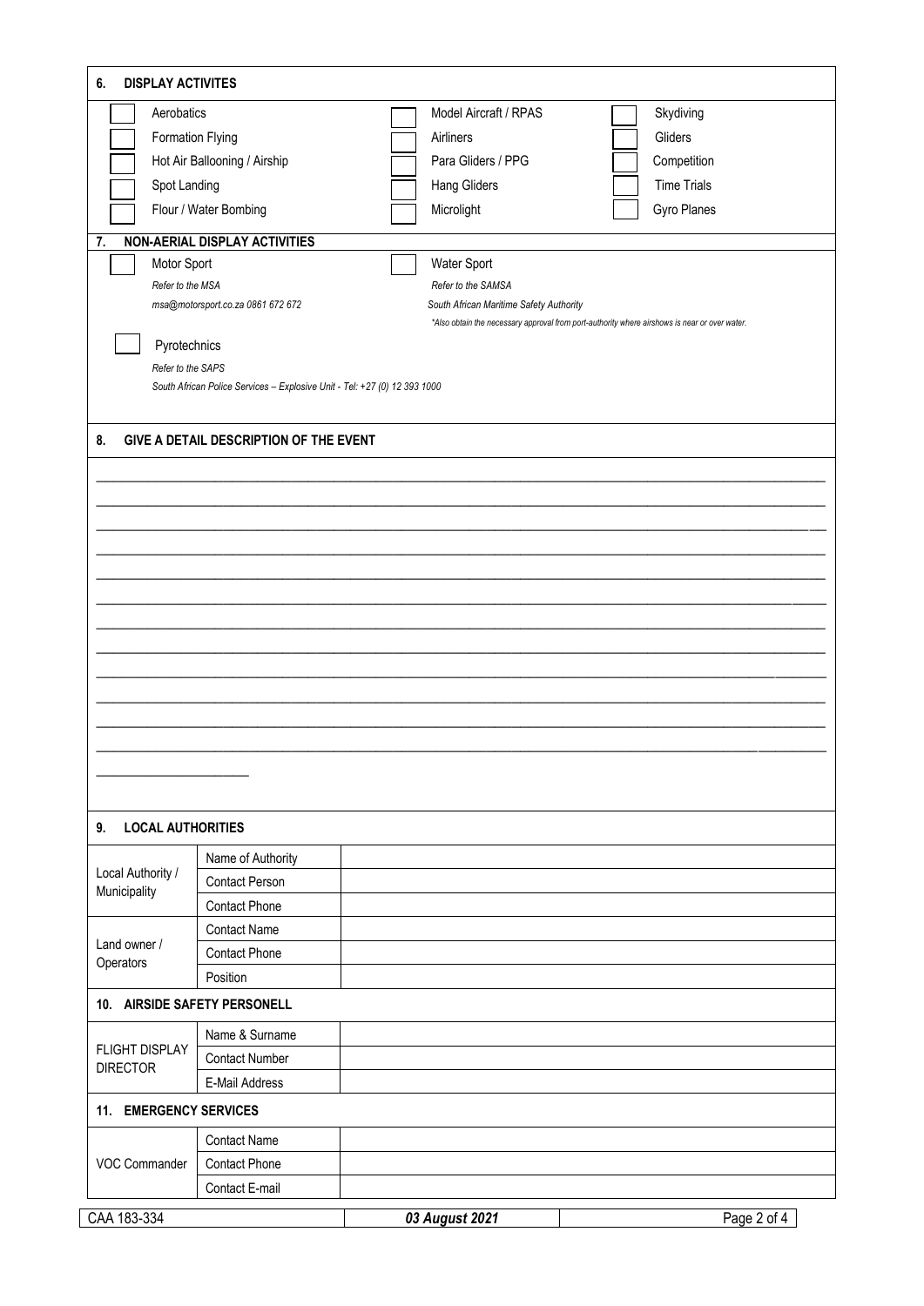## 6. DISPLAY ACTIVITES

| | | | | | |
|---|---|---|---|---|---|
| ☐ | Aerobatics | ☐ | Model Aircraft / RPAS | ☐ | Skydiving |
| ☐ | Formation Flying | ☐ | Airliners | ☐ | Gliders |
| ☐ | Hot Air Ballooning / Airship | ☐ | Para Gliders / PPG | ☐ | Competition |
| ☐ | Spot Landing | ☐ | Hang Gliders | ☐ | Time Trials |
| ☐ | Flour / Water Bombing | ☐ | Microlight | ☐ | Gyro Planes |

## 7. NON-AERIAL DISPLAY ACTIVITIES

☐ Motor Sport
*Refer to the MSA*
*msa@motorsport.co.za 0861 672 672*

☐ Water Sport
*Refer to the SAMSA*
*South African Maritime Safety Authority*
*\*Also obtain the necessary approval from port-authority where airshows is near or over water.*

☐ Pyrotechnics
*Refer to the SAPS*
*South African Police Services – Explosive Unit - Tel: +27 (0) 12 393 1000*

## 8. GIVE A DETAIL DESCRIPTION OF THE EVENT

_______________________________________________________________________________

_______________________________________________________________________________

_______________________________________________________________________________

_______________________________________________________________________________

_______________________________________________________________________________

_______________________________________________________________________________

_______________________________________________________________________________

_______________________________________________________________________________

_______________________________________________________________________________

_______________________________________________________________________________

_______________________________________________________________________________

_______________________________________________________________________________

_____________________

## 9. LOCAL AUTHORITIES

| | | |
|---|---|---|
| Local Authority / Municipality | Name of Authority | |
| | Contact Person | |
| | Contact Phone | |
| Land owner / Operators | Contact Name | |
| | Contact Phone | |
| | Position | |

## 10. AIRSIDE SAFETY PERSONELL

| | | |
|---|---|---|
| FLIGHT DISPLAY DIRECTOR | Name & Surname | |
| | Contact Number | |
| | E-Mail Address | |

## 11. EMERGENCY SERVICES

| | | |
|---|---|---|
| VOC Commander | Contact Name | |
| | Contact Phone | |
| | Contact E-mail | |

CAA 183-334 | *03 August 2021*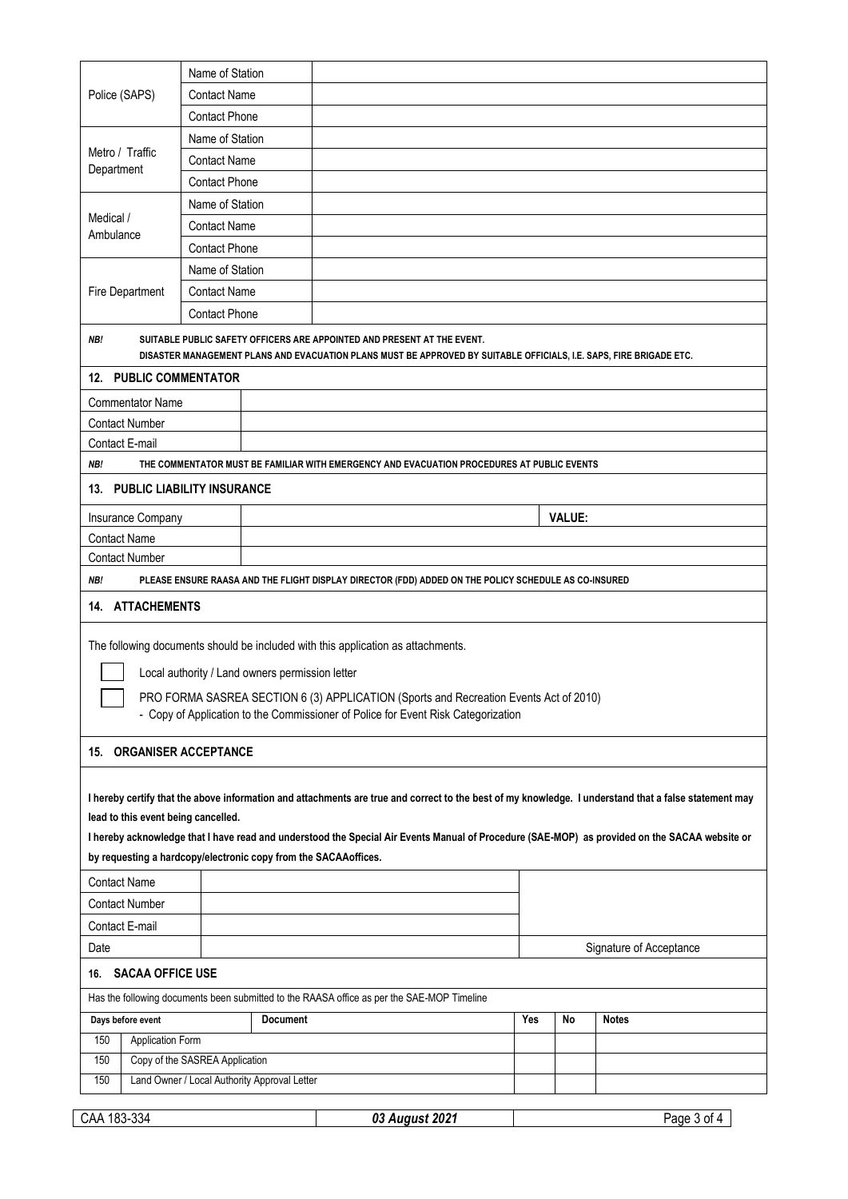| | | |
|---|---|---|
| Police (SAPS) | Name of Station | |
| | Contact Name | |
| | Contact Phone | |
| Metro / Traffic Department | Name of Station | |
| | Contact Name | |
| | Contact Phone | |
| Medical / Ambulance | Name of Station | |
| | Contact Name | |
| | Contact Phone | |
| Fire Department | Name of Station | |
| | Contact Name | |
| | Contact Phone | |

***NB!*** **SUITABLE PUBLIC SAFETY OFFICERS ARE APPOINTED AND PRESENT AT THE EVENT.**
**DISASTER MANAGEMENT PLANS AND EVACUATION PLANS MUST BE APPROVED BY SUITABLE OFFICIALS, I.E. SAPS, FIRE BRIGADE ETC.**

## 12. PUBLIC COMMENTATOR

| | |
|---|---|
| Commentator Name | |
| Contact Number | |
| Contact E-mail | |

***NB!*** **THE COMMENTATOR MUST BE FAMILIAR WITH EMERGENCY AND EVACUATION PROCEDURES AT PUBLIC EVENTS**

## 13. PUBLIC LIABILITY INSURANCE

| | | |
|---|---|---|
| Insurance Company | | **VALUE:** |
| Contact Name | | |
| Contact Number | | |

***NB!*** **PLEASE ENSURE RAASA AND THE FLIGHT DISPLAY DIRECTOR (FDD) ADDED ON THE POLICY SCHEDULE AS CO-INSURED**

## 14. ATTACHEMENTS

The following documents should be included with this application as attachments.

- ☐ Local authority / Land owners permission letter
- ☐ PRO FORMA SASREA SECTION 6 (3) APPLICATION (Sports and Recreation Events Act of 2010)
  - Copy of Application to the Commissioner of Police for Event Risk Categorization

## 15. ORGANISER ACCEPTANCE

**I hereby certify that the above information and attachments are true and correct to the best of my knowledge. I understand that a false statement may lead to this event being cancelled.**

**I hereby acknowledge that I have read and understood the Special Air Events Manual of Procedure (SAE-MOP) as provided on the SACAA website or by requesting a hardcopy/electronic copy from the SACAAoffices.**

| | | |
|---|---|---|
| Contact Name | | |
| Contact Number | | |
| Contact E-mail | | |
| Date | | Signature of Acceptance |

## 16. SACAA OFFICE USE

Has the following documents been submitted to the RAASA office as per the SAE-MOP Timeline

| Days before event | Document | Yes | No | Notes |
|---|---|---|---|---|
| 150 | Application Form | | | |
| 150 | Copy of the SASREA Application | | | |
| 150 | Land Owner / Local Authority Approval Letter | | | |

CAA 183-334 | *03 August 2021*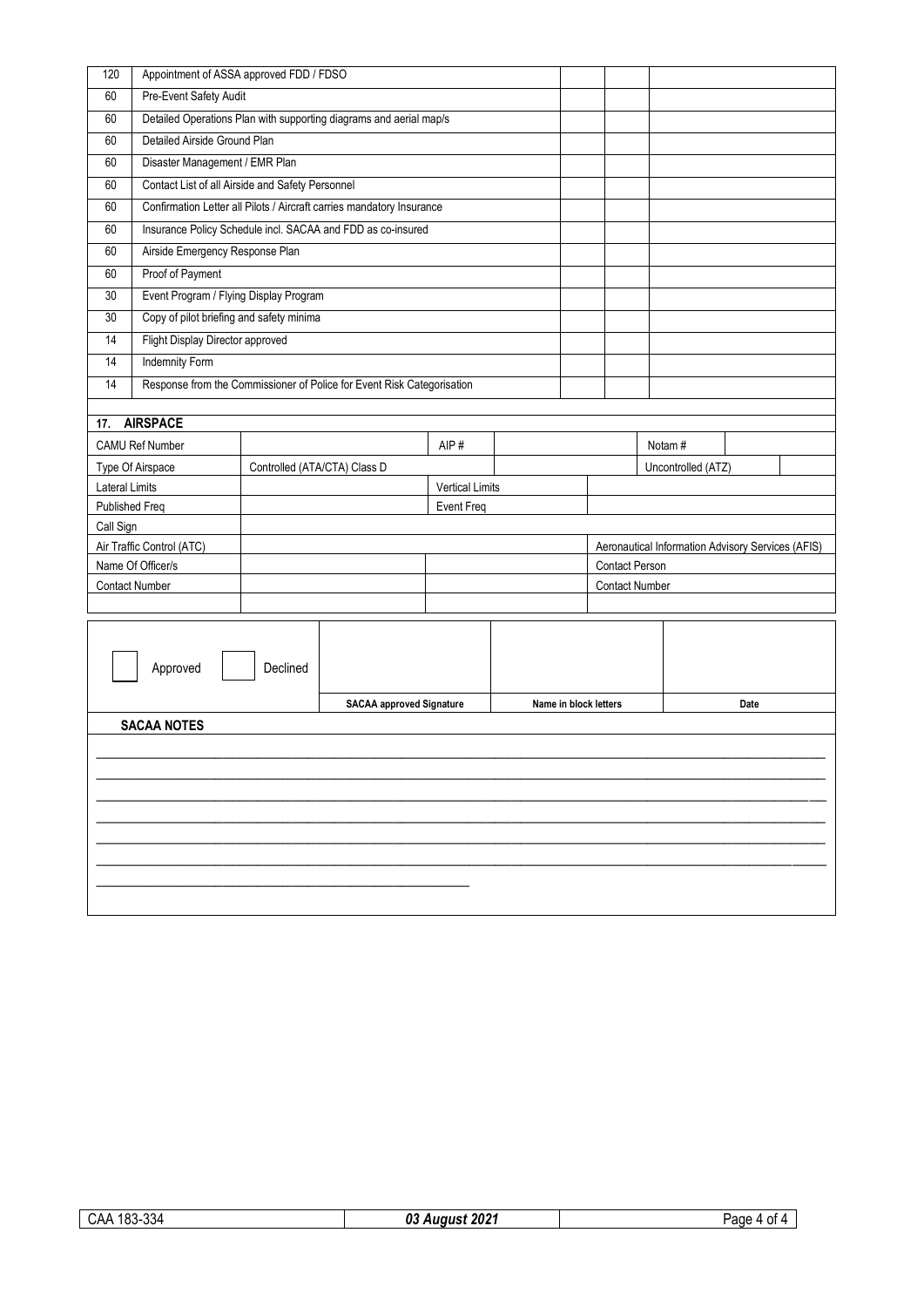| | | | | |
|---|---|---|---|---|
| 120 | Appointment of ASSA approved FDD / FDSO | | | |
| 60 | Pre-Event Safety Audit | | | |
| 60 | Detailed Operations Plan with supporting diagrams and aerial map/s | | | |
| 60 | Detailed Airside Ground Plan | | | |
| 60 | Disaster Management / EMR Plan | | | |
| 60 | Contact List of all Airside and Safety Personnel | | | |
| 60 | Confirmation Letter all Pilots / Aircraft carries mandatory Insurance | | | |
| 60 | Insurance Policy Schedule incl. SACAA and FDD as co-insured | | | |
| 60 | Airside Emergency Response Plan | | | |
| 60 | Proof of Payment | | | |
| 30 | Event Program / Flying Display Program | | | |
| 30 | Copy of pilot briefing and safety minima | | | |
| 14 | Flight Display Director approved | | | |
| 14 | Indemnity Form | | | |
| 14 | Response from the Commissioner of Police for Event Risk Categorisation | | | |

## 17. AIRSPACE

| | | | | | |
|---|---|---|---|---|---|
| CAMU Ref Number | | AIP # | | Notam # | |
| Type Of Airspace | Controlled (ATA/CTA) Class D | | | Uncontrolled (ATZ) | |
| Lateral Limits | | Vertical Limits | | | |
| Published Freq | | Event Freq | | | |
| Call Sign | | | | | |
| Air Traffic Control (ATC) | | | | Aeronautical Information Advisory Services (AFIS) | |
| Name Of Officer/s | | | | Contact Person | |
| Contact Number | | | | Contact Number | |

| | | | |
|---|---|---|---|
| ☐ Approved ☐ Declined | | | |
| | **SACAA approved Signature** | **Name in block letters** | **Date** |

**SACAA NOTES**

______________________________________________________________________________________________

______________________________________________________________________________________________

______________________________________________________________________________________________

______________________________________________________________________________________________

______________________________________________________________________________________________

______________________________________________________________________________________________

_____________________________________________________

CAA 183-334 | *03 August 2021*